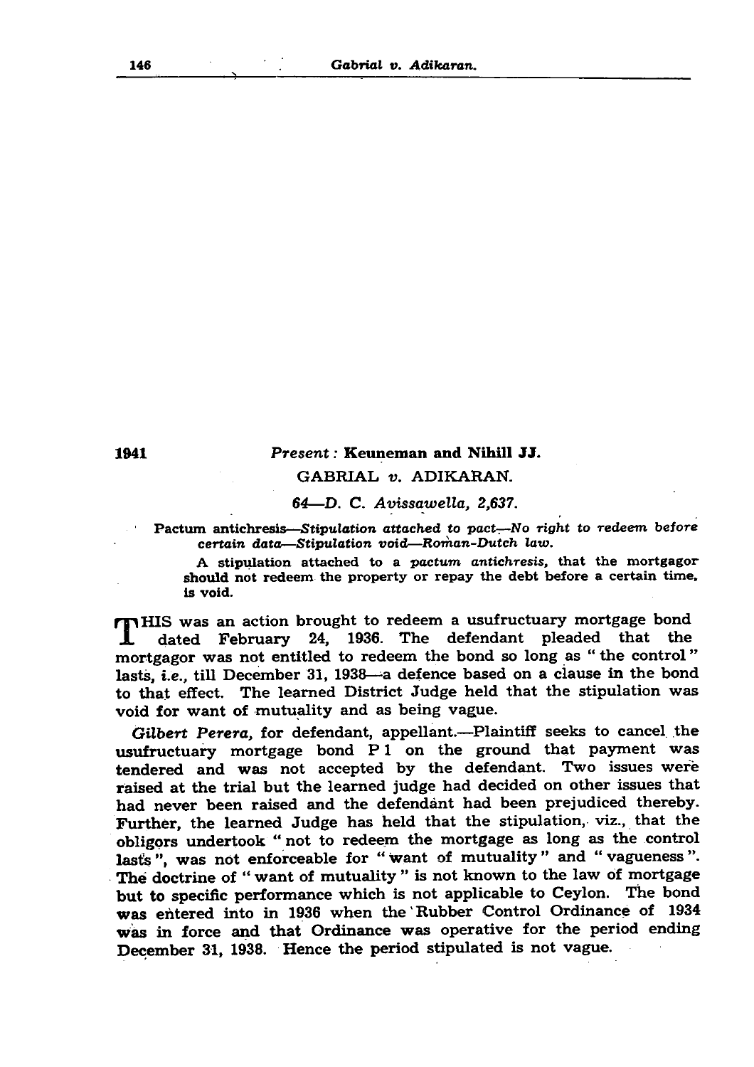1941

**Present: Keuneman and Nihill JJ.**

GABRIAL *v.* ADIKARAN.

*64—D. C. Avissawella, 2,637.*

Pactum antichresis—*Stipulation attached to pact—No right to redeem before certain data—Roman-Dutch law.*

A stipulation attached to a *pactum antichresis,* that the mortgagor should not redeem the property or repay the debt before a certain time, is void.

THIS was an action brought to redeem a usufructuary mortgage bond dated February 24, 1936. The defendant pleaded that the mortgagor was not entitled to redeem the bond so long as " the control " lasts, *i.e.*, till December 31, 1938—a defence based on a clause in the bond to that effect. The learned District Judge held that the stipulation was void for want of mutuality and as being vague.

*Gilbert Perera,* for defendant, appellant.—Plaintiff seeks to cancel the usufructuary mortgage bond P 1 on the ground that payment was tendered and was not accepted by the defendant. Two issues were raised at the trial but the learned judge had decided on other issues that had never been raised and the defendant had been prejudiced thereby. Further, the learned Judge has held that the stipulation, viz., that the obligors undertook " not to redeem the mortgage as long as the control lasts ", was not enforceable for " want of mutuality " and " vagueness ". The doctrine of " want of mutuality " is not known to the law of mortgage but to specific performance which is not applicable to Ceylon. The bond was entered into in 1936 when the Rubber Control Ordinance of 1934 was in force and that Ordinance was operative for the period ending December 31, 1938. Hence the period stipulated is not vague.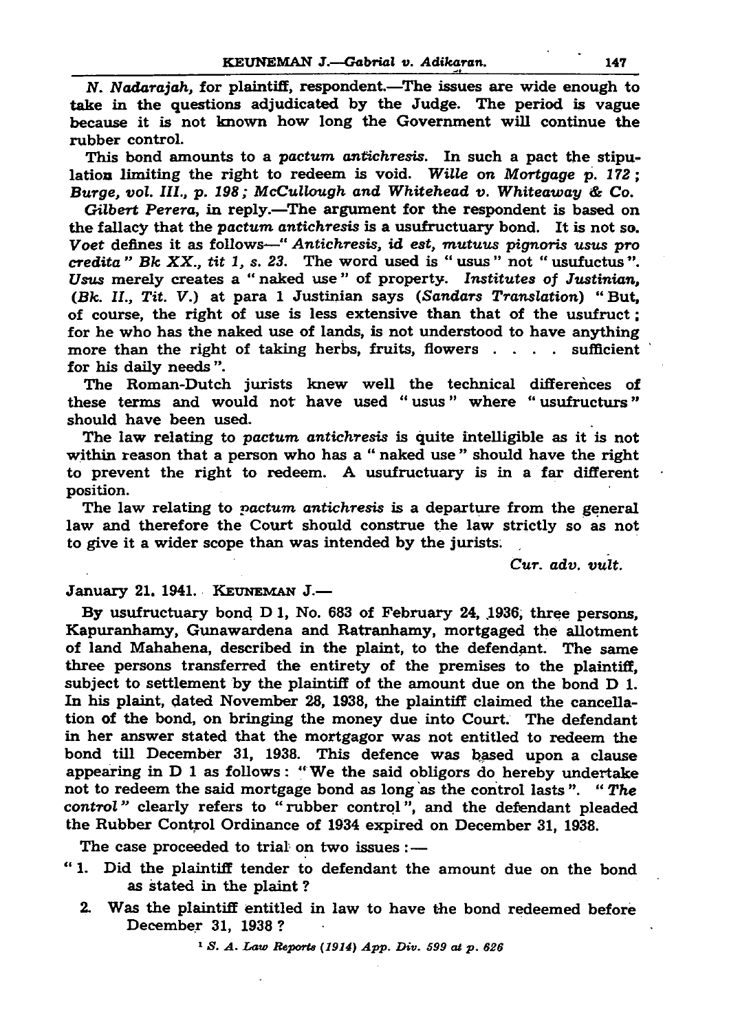*N. Nadarajah*, for plaintiff, respondent.—The issues are wide enough to take in the questions adjudicated by the Judge. The period is vague because it is not known how long the Government will continue the rubber control.

This bond amounts to a *pactum antichresis*. In such a pact the stipulation limiting the right to redeem is void. *Wille on Mortgage p. 172; Burge, vol. III., p. 198; McCullough and Whitehead v. Whiteaway & Co.*[1]

*Gilbert Perera*, in reply.—The argument for the respondent is based on the fallacy that the *pactum antichresis* is a usufructuary bond. It is not so. *Voet* defines it as follows—" *Antichresis, id est, mutuus pignoris usus pro credita*" *Bk XX., tit 1, s. 23*. The word used is " usus " not " usufuctus ". *Usus* merely creates a " naked use " of property. *Institutes of Justinian, (Bk. II., Tit. V.)* at para 1 Justinian says (*Sandars Translation*) " But, of course, the right of use is less extensive than that of the usufruct; for he who has the naked use of lands, is not understood to have anything more than the right of taking herbs, fruits, flowers . . . . sufficient for his daily needs ".

The Roman-Dutch jurists knew well the technical differences of these terms and would not have used " usus " where " usufructurs " should have been used.

The law relating to *pactum antichresis* is quite intelligible as it is not within reason that a person who has a " naked use " should have the right to prevent the right to redeem. A usufructuary is in a far different position.

The law relating to *pactum antichresis* is a departure from the general law and therefore the Court should construe the law strictly so as not to give it a wider scope than was intended by the jurists.

*Cur. adv. vult.*

January 21, 1941. KEUNEMAN J.—

By usufructuary bond D 1, No. 683 of February 24, 1936, three persons, Kapuranhamy, Gunawardena and Ratranhamy, mortgaged the allotment of land Mahahena, described in the plaint, to the defendant. The same three persons transferred the entirety of the premises to the plaintiff, subject to settlement by the plaintiff of the amount due on the bond D 1. In his plaint, dated November 28, 1938, the plaintiff claimed the cancellation of the bond, on bringing the money due into Court. The defendant in her answer stated that the mortgagor was not entitled to redeem the bond till December 31, 1938. This defence was based upon a clause appearing in D 1 as follows: " We the said obligors do hereby undertake not to redeem the said mortgage bond as long as the control lasts ". " *The control* " clearly refers to " rubber control ", and the defendant pleaded the Rubber Control Ordinance of 1934 expired on December 31, 1938.

The case proceeded to trial on two issues :—

" 1. Did the plaintiff tender to defendant the amount due on the bond as stated in the plaint?

2. Was the plaintiff entitled in law to have the bond redeemed before December 31, 1938?

[1] *S. A. Law Reports (1914) App. Div. 599 at p. 626*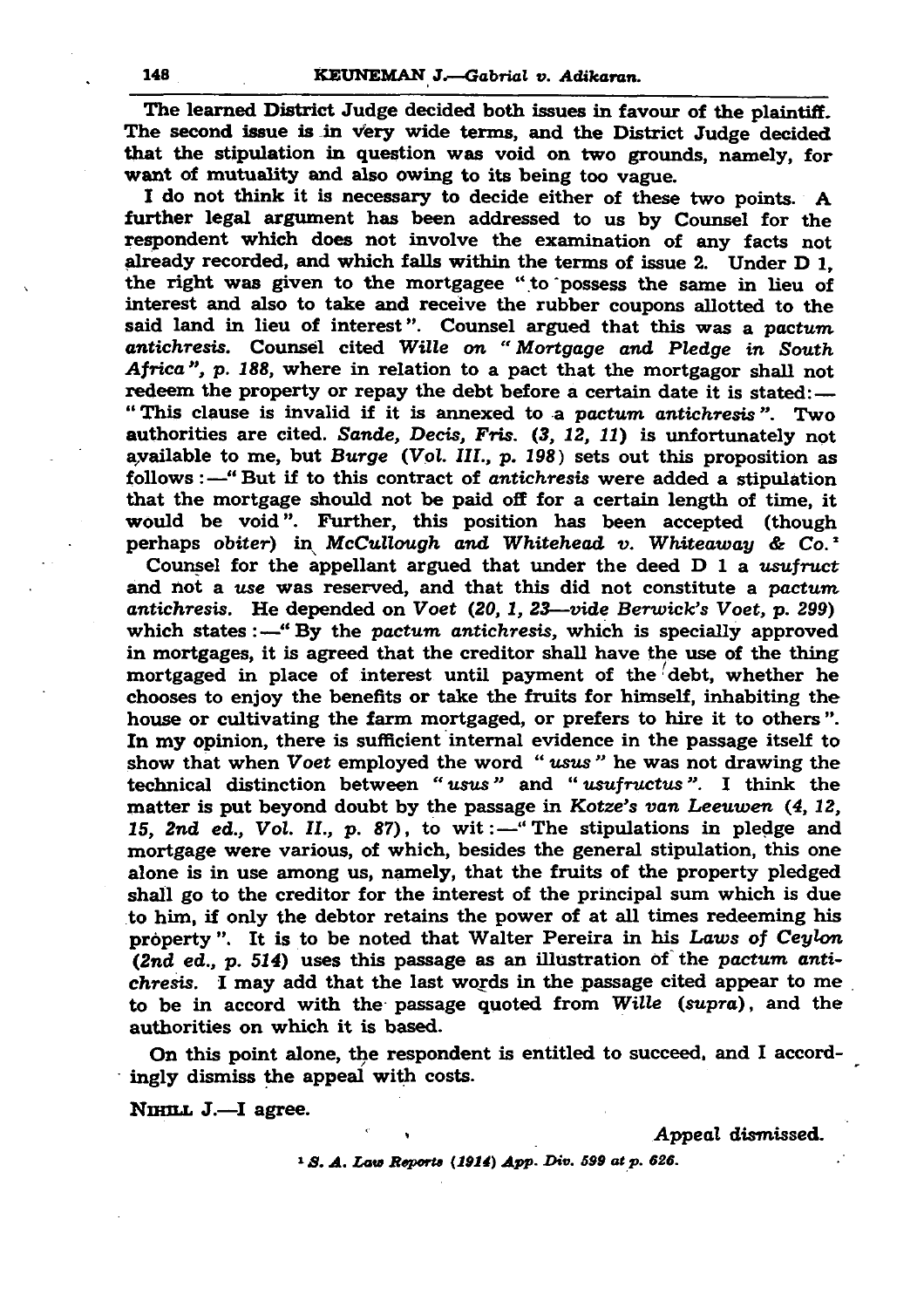The learned District Judge decided both issues in favour of the plaintiff. The second issue is in very wide terms, and the District Judge decided that the stipulation in question was void on two grounds, namely, for want of mutuality and also owing to its being too vague.

I do not think it is necessary to decide either of these two points. A further legal argument has been addressed to us by Counsel for the respondent which does not involve the examination of any facts not already recorded, and which falls within the terms of issue 2. Under D 1, the right was given to the mortgagee "to possess the same in lieu of interest and also to take and receive the rubber coupons allotted to the said land in lieu of interest". Counsel argued that this was a *pactum antichresis*. Counsel cited *Wille on "Mortgage and Pledge in South Africa"*, *p. 188*, where in relation to a pact that the mortgagor shall not redeem the property or repay the debt before a certain date it is stated:—"This clause is invalid if it is annexed to a *pactum antichresis*". Two authorities are cited. *Sande, Decis, Fris. (3, 12, 11)* is unfortunately not available to me, but *Burge (Vol. III., p. 198)* sets out this proposition as follows:—"But if to this contract of *antichresis* were added a stipulation that the mortgage should not be paid off for a certain length of time, it would be void". Further, this position has been accepted (though perhaps *obiter*) in *McCullough and Whitehead v. Whiteaway & Co.*[1]

Counsel for the appellant argued that under the deed D 1 a *usufruct* and not a *use* was reserved, and that this did not constitute a *pactum antichresis*. He depended on *Voet (20, 1, 23—vide Berwick's Voet, p. 299)* which states:—"By the *pactum antichresis*, which is specially approved in mortgages, it is agreed that the creditor shall have the use of the thing mortgaged in place of interest until payment of the debt, whether he chooses to enjoy the benefits or take the fruits for himself, inhabiting the house or cultivating the farm mortgaged, or prefers to hire it to others". In my opinion, there is sufficient internal evidence in the passage itself to show that when *Voet* employed the word "*usus*" he was not drawing the technical distinction between "*usus*" and "*usufructus*". I think the matter is put beyond doubt by the passage in *Kotze's van Leeuwen (4, 12, 15, 2nd ed., Vol. II., p. 87)*, to wit:—"The stipulations in pledge and mortgage were various, of which, besides the general stipulation, this one alone is in use among us, namely, that the fruits of the property pledged shall go to the creditor for the interest of the principal sum which is due to him, if only the debtor retains the power of at all times redeeming his property". It is to be noted that Walter Pereira in his *Laws of Ceylon (2nd ed., p. 514)* uses this passage as an illustration of the *pactum antichresis*. I may add that the last words in the passage cited appear to me to be in accord with the passage quoted from *Wille (supra)*, and the authorities on which it is based.

On this point alone, the respondent is entitled to succeed, and I accordingly dismiss the appeal with costs.

NIHILL J.—I agree.

*Appeal dismissed.*

[1] *S. A. Law Reports (1914) App. Div. 599 at p. 626.*